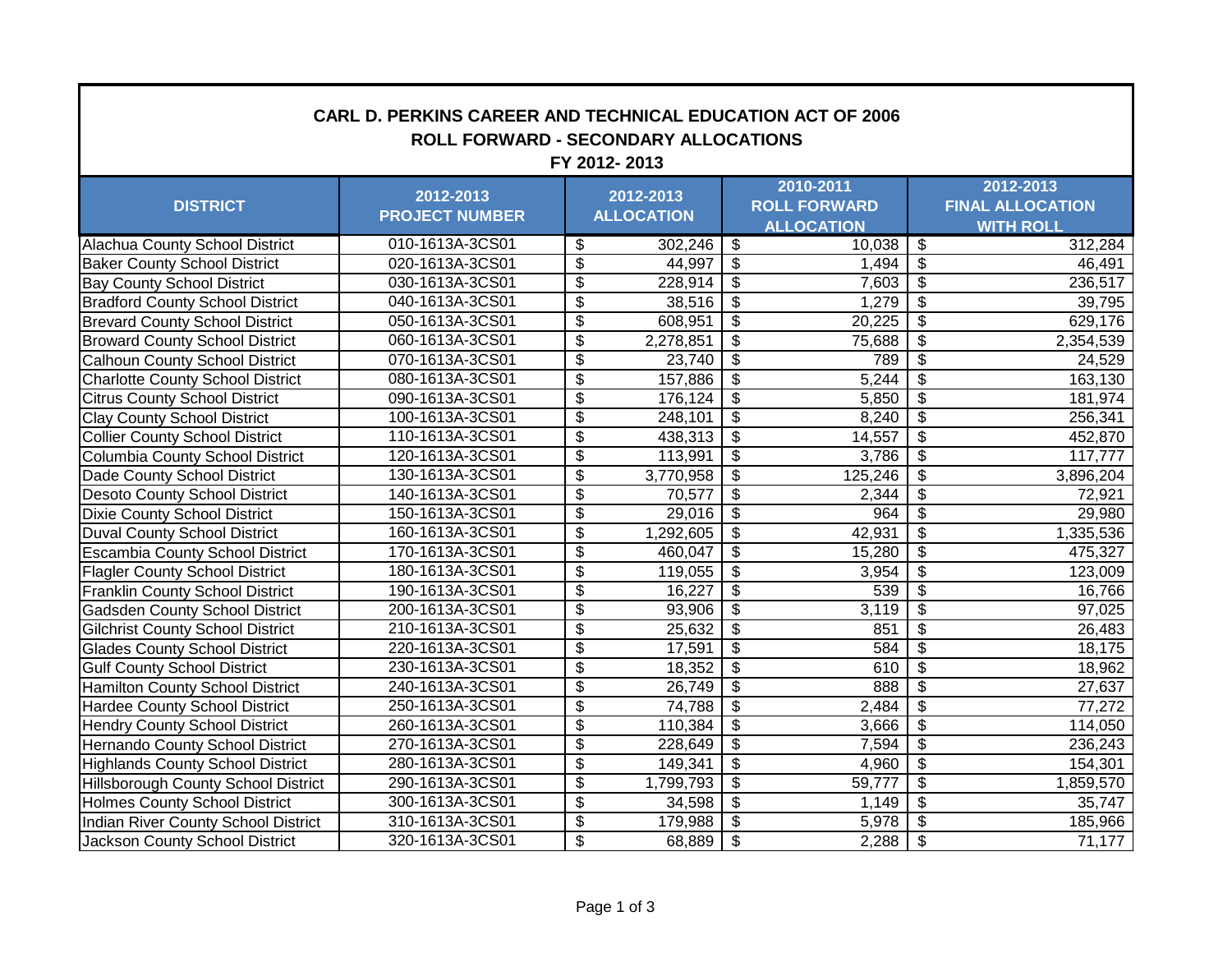# CARL D. PERKINS CAREER AND TECHNICAL EDUCATION ACT OF 2006

## ROLL FORWARD - SECONDARY ALLOCATIONS

### FY 2012- 2013

| DISTRICT | 2012-2013 PROJECT NUMBER | 2012-2013 ALLOCATION | 2010-2011 ROLL FORWARD ALLOCATION | 2012-2013 FINAL ALLOCATION WITH ROLL |
|---|---|---|---|---|
| Alachua County School District | 010-1613A-3CS01 | $ 302,246 | $ 10,038 | $ 312,284 |
| Baker County School District | 020-1613A-3CS01 | $ 44,997 | $ 1,494 | $ 46,491 |
| Bay County School District | 030-1613A-3CS01 | $ 228,914 | $ 7,603 | $ 236,517 |
| Bradford County School District | 040-1613A-3CS01 | $ 38,516 | $ 1,279 | $ 39,795 |
| Brevard County School District | 050-1613A-3CS01 | $ 608,951 | $ 20,225 | $ 629,176 |
| Broward County School District | 060-1613A-3CS01 | $ 2,278,851 | $ 75,688 | $ 2,354,539 |
| Calhoun County School District | 070-1613A-3CS01 | $ 23,740 | $ 789 | $ 24,529 |
| Charlotte County School District | 080-1613A-3CS01 | $ 157,886 | $ 5,244 | $ 163,130 |
| Citrus County School District | 090-1613A-3CS01 | $ 176,124 | $ 5,850 | $ 181,974 |
| Clay County School District | 100-1613A-3CS01 | $ 248,101 | $ 8,240 | $ 256,341 |
| Collier County School District | 110-1613A-3CS01 | $ 438,313 | $ 14,557 | $ 452,870 |
| Columbia County School District | 120-1613A-3CS01 | $ 113,991 | $ 3,786 | $ 117,777 |
| Dade County School District | 130-1613A-3CS01 | $ 3,770,958 | $ 125,246 | $ 3,896,204 |
| Desoto County School District | 140-1613A-3CS01 | $ 70,577 | $ 2,344 | $ 72,921 |
| Dixie County School District | 150-1613A-3CS01 | $ 29,016 | $ 964 | $ 29,980 |
| Duval County School District | 160-1613A-3CS01 | $ 1,292,605 | $ 42,931 | $ 1,335,536 |
| Escambia County School District | 170-1613A-3CS01 | $ 460,047 | $ 15,280 | $ 475,327 |
| Flagler County School District | 180-1613A-3CS01 | $ 119,055 | $ 3,954 | $ 123,009 |
| Franklin County School District | 190-1613A-3CS01 | $ 16,227 | $ 539 | $ 16,766 |
| Gadsden County School District | 200-1613A-3CS01 | $ 93,906 | $ 3,119 | $ 97,025 |
| Gilchrist County School District | 210-1613A-3CS01 | $ 25,632 | $ 851 | $ 26,483 |
| Glades County School District | 220-1613A-3CS01 | $ 17,591 | $ 584 | $ 18,175 |
| Gulf County School District | 230-1613A-3CS01 | $ 18,352 | $ 610 | $ 18,962 |
| Hamilton County School District | 240-1613A-3CS01 | $ 26,749 | $ 888 | $ 27,637 |
| Hardee County School District | 250-1613A-3CS01 | $ 74,788 | $ 2,484 | $ 77,272 |
| Hendry County School District | 260-1613A-3CS01 | $ 110,384 | $ 3,666 | $ 114,050 |
| Hernando County School District | 270-1613A-3CS01 | $ 228,649 | $ 7,594 | $ 236,243 |
| Highlands County School District | 280-1613A-3CS01 | $ 149,341 | $ 4,960 | $ 154,301 |
| Hillsborough County School District | 290-1613A-3CS01 | $ 1,799,793 | $ 59,777 | $ 1,859,570 |
| Holmes County School District | 300-1613A-3CS01 | $ 34,598 | $ 1,149 | $ 35,747 |
| Indian River County School District | 310-1613A-3CS01 | $ 179,988 | $ 5,978 | $ 185,966 |
| Jackson County School District | 320-1613A-3CS01 | $ 68,889 | $ 2,288 | $ 71,177 |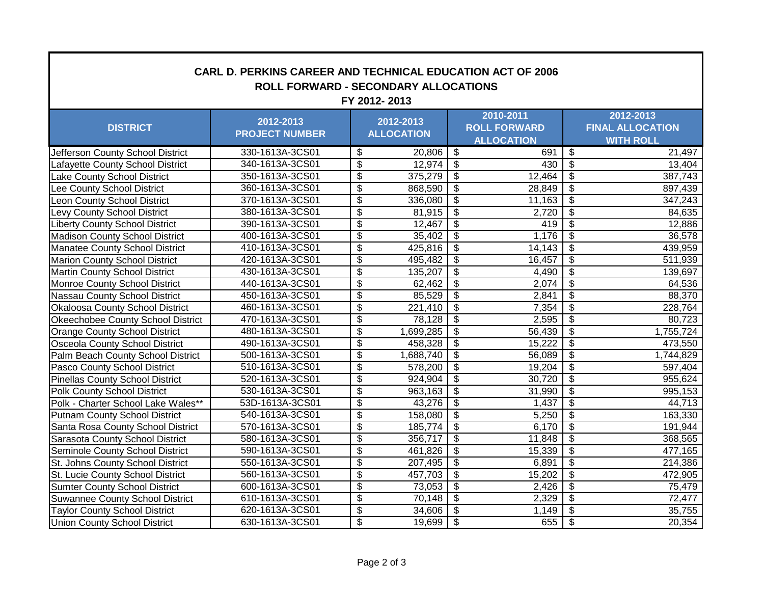**CARL D. PERKINS CAREER AND TECHNICAL EDUCATION ACT OF 2006**
**ROLL FORWARD - SECONDARY ALLOCATIONS**
**FY 2012- 2013**

| DISTRICT | 2012-2013 PROJECT NUMBER | 2012-2013 ALLOCATION | 2010-2011 ROLL FORWARD ALLOCATION | 2012-2013 FINAL ALLOCATION WITH ROLL |
|---|---|---|---|---|
| Jefferson County School District | 330-1613A-3CS01 | $ 20,806 | $ 691 | $ 21,497 |
| Lafayette County School District | 340-1613A-3CS01 | $ 12,974 | $ 430 | $ 13,404 |
| Lake County School District | 350-1613A-3CS01 | $ 375,279 | $ 12,464 | $ 387,743 |
| Lee County School District | 360-1613A-3CS01 | $ 868,590 | $ 28,849 | $ 897,439 |
| Leon County School District | 370-1613A-3CS01 | $ 336,080 | $ 11,163 | $ 347,243 |
| Levy County School District | 380-1613A-3CS01 | $ 81,915 | $ 2,720 | $ 84,635 |
| Liberty County School District | 390-1613A-3CS01 | $ 12,467 | $ 419 | $ 12,886 |
| Madison County School District | 400-1613A-3CS01 | $ 35,402 | $ 1,176 | $ 36,578 |
| Manatee County School District | 410-1613A-3CS01 | $ 425,816 | $ 14,143 | $ 439,959 |
| Marion County School District | 420-1613A-3CS01 | $ 495,482 | $ 16,457 | $ 511,939 |
| Martin County School District | 430-1613A-3CS01 | $ 135,207 | $ 4,490 | $ 139,697 |
| Monroe County School District | 440-1613A-3CS01 | $ 62,462 | $ 2,074 | $ 64,536 |
| Nassau County School District | 450-1613A-3CS01 | $ 85,529 | $ 2,841 | $ 88,370 |
| Okaloosa County School District | 460-1613A-3CS01 | $ 221,410 | $ 7,354 | $ 228,764 |
| Okeechobee County School District | 470-1613A-3CS01 | $ 78,128 | $ 2,595 | $ 80,723 |
| Orange County School District | 480-1613A-3CS01 | $ 1,699,285 | $ 56,439 | $ 1,755,724 |
| Osceola County School District | 490-1613A-3CS01 | $ 458,328 | $ 15,222 | $ 473,550 |
| Palm Beach County School District | 500-1613A-3CS01 | $ 1,688,740 | $ 56,089 | $ 1,744,829 |
| Pasco County School District | 510-1613A-3CS01 | $ 578,200 | $ 19,204 | $ 597,404 |
| Pinellas County School District | 520-1613A-3CS01 | $ 924,904 | $ 30,720 | $ 955,624 |
| Polk County School District | 530-1613A-3CS01 | $ 963,163 | $ 31,990 | $ 995,153 |
| Polk - Charter School Lake Wales** | 53D-1613A-3CS01 | $ 43,276 | $ 1,437 | $ 44,713 |
| Putnam County School District | 540-1613A-3CS01 | $ 158,080 | $ 5,250 | $ 163,330 |
| Santa Rosa County School District | 570-1613A-3CS01 | $ 185,774 | $ 6,170 | $ 191,944 |
| Sarasota County School District | 580-1613A-3CS01 | $ 356,717 | $ 11,848 | $ 368,565 |
| Seminole County School District | 590-1613A-3CS01 | $ 461,826 | $ 15,339 | $ 477,165 |
| St. Johns County School District | 550-1613A-3CS01 | $ 207,495 | $ 6,891 | $ 214,386 |
| St. Lucie County School District | 560-1613A-3CS01 | $ 457,703 | $ 15,202 | $ 472,905 |
| Sumter County School District | 600-1613A-3CS01 | $ 73,053 | $ 2,426 | $ 75,479 |
| Suwannee County School District | 610-1613A-3CS01 | $ 70,148 | $ 2,329 | $ 72,477 |
| Taylor County School District | 620-1613A-3CS01 | $ 34,606 | $ 1,149 | $ 35,755 |
| Union County School District | 630-1613A-3CS01 | $ 19,699 | $ 655 | $ 20,354 |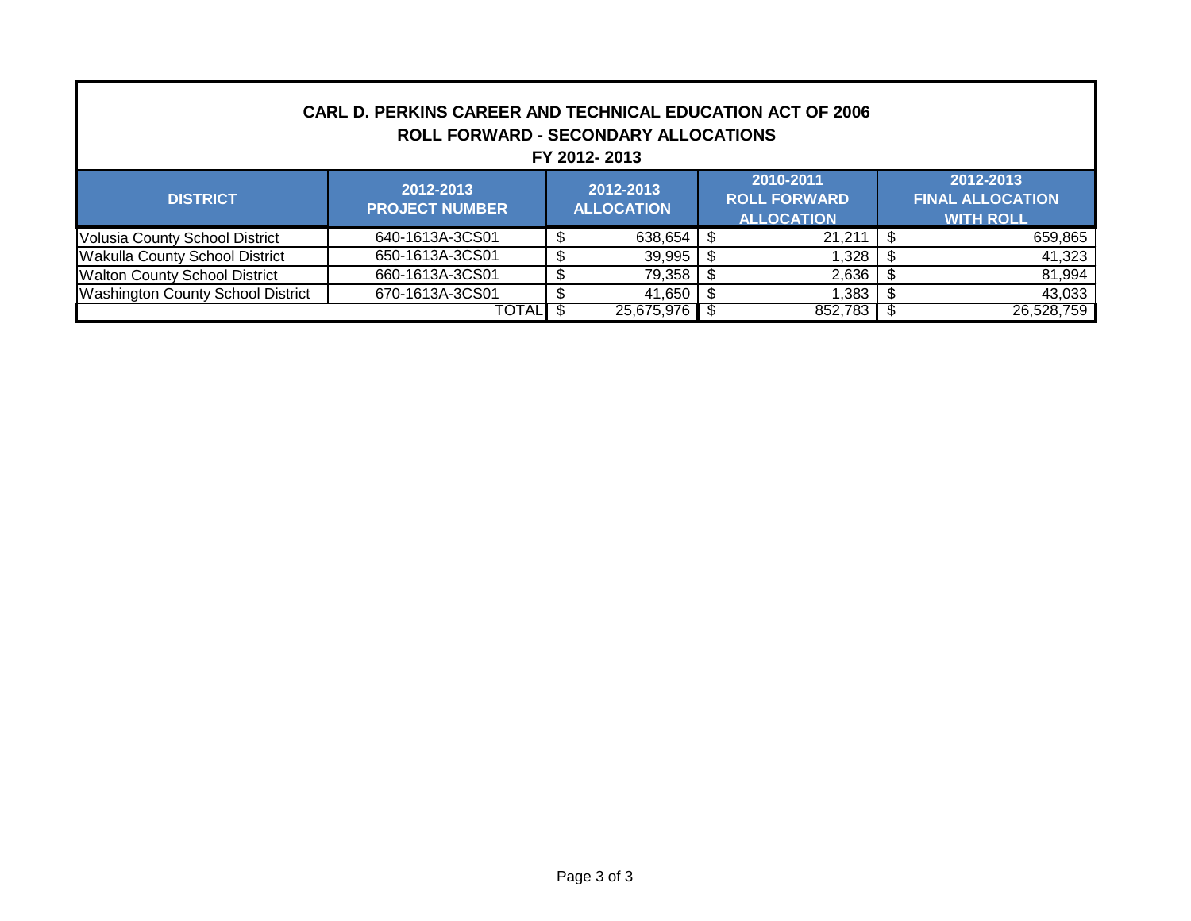**CARL D. PERKINS CAREER AND TECHNICAL EDUCATION ACT OF 2006**
**ROLL FORWARD - SECONDARY ALLOCATIONS**
**FY 2012- 2013**

| DISTRICT | 2012-2013 PROJECT NUMBER | 2012-2013 ALLOCATION | 2010-2011 ROLL FORWARD ALLOCATION | 2012-2013 FINAL ALLOCATION WITH ROLL |
|---|---|---|---|---|
| Volusia County School District | 640-1613A-3CS01 | $ 638,654 | $ 21,211 | $ 659,865 |
| Wakulla County School District | 650-1613A-3CS01 | $ 39,995 | $ 1,328 | $ 41,323 |
| Walton County School District | 660-1613A-3CS01 | $ 79,358 | $ 2,636 | $ 81,994 |
| Washington County School District | 670-1613A-3CS01 | $ 41,650 | $ 1,383 | $ 43,033 |
| | TOTAL | $ 25,675,976 | $ 852,783 | $ 26,528,759 |